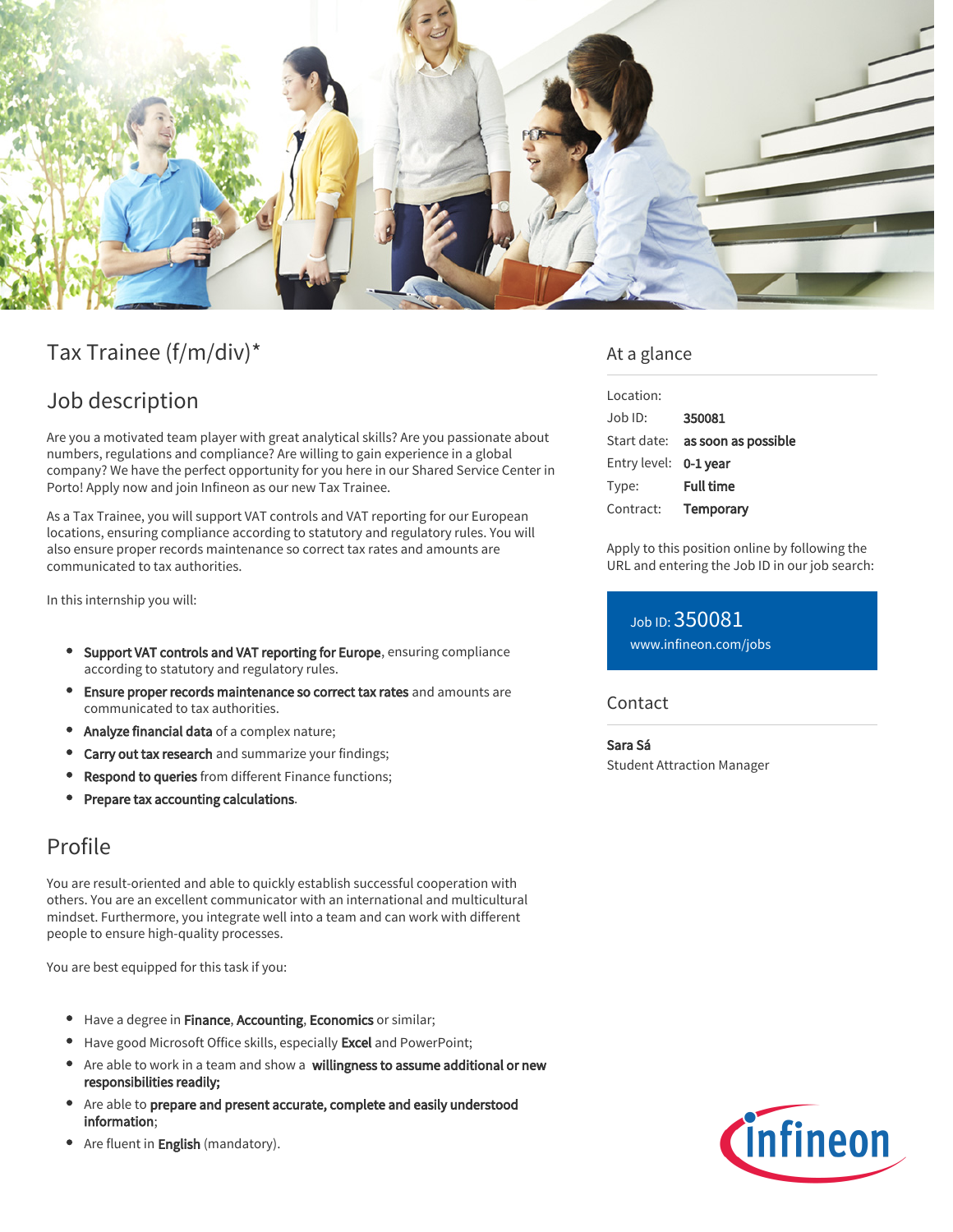# Tax Trainee (f/m/div)*

## Job description

Are you a motivated team player with great analytical skills? Are you passionate about numbers, regulations and compliance? Are willing to gain experience in a global company? We have the perfect opportunity for you here in our Shared Service Center in Porto! Apply now and join Infineon as our new Tax Trainee.

As a Tax Trainee, you will support VAT controls and VAT reporting for our European locations, ensuring compliance according to statutory and regulatory rules. You will also ensure proper records maintenance so correct tax rates and amounts are communicated to tax authorities.

In this internship you will:

- **Support VAT controls and VAT reporting for Europe**, ensuring compliance according to statutory and regulatory rules.
- **Ensure proper records maintenance so correct tax rates** and amounts are communicated to tax authorities.
- **Analyze financial data** of a complex nature;
- **Carry out tax research** and summarize your findings;
- **Respond to queries** from different Finance functions;
- **Prepare tax accounting calculations**.

## Profile

You are result-oriented and able to quickly establish successful cooperation with others. You are an excellent communicator with an international and multicultural mindset. Furthermore, you integrate well into a team and can work with different people to ensure high-quality processes.

You are best equipped for this task if you:

- Have a degree in **Finance**, **Accounting**, **Economics** or similar;
- Have good Microsoft Office skills, especially **Excel** and PowerPoint;
- Are able to work in a team and show a **willingness to assume additional or new responsibilities readily;**
- Are able to **prepare and present accurate, complete and easily understood information**;
- Are fluent in **English** (mandatory).

## At a glance

| | |
|---|---|
| Location: | |
| Job ID: | **350081** |
| Start date: | **as soon as possible** |
| Entry level: | **0-1 year** |
| Type: | **Full time** |
| Contract: | **Temporary** |

Apply to this position online by following the URL and entering the Job ID in our job search:

Job ID: 350081
www.infineon.com/jobs

## Contact

**Sara Sá**
Student Attraction Manager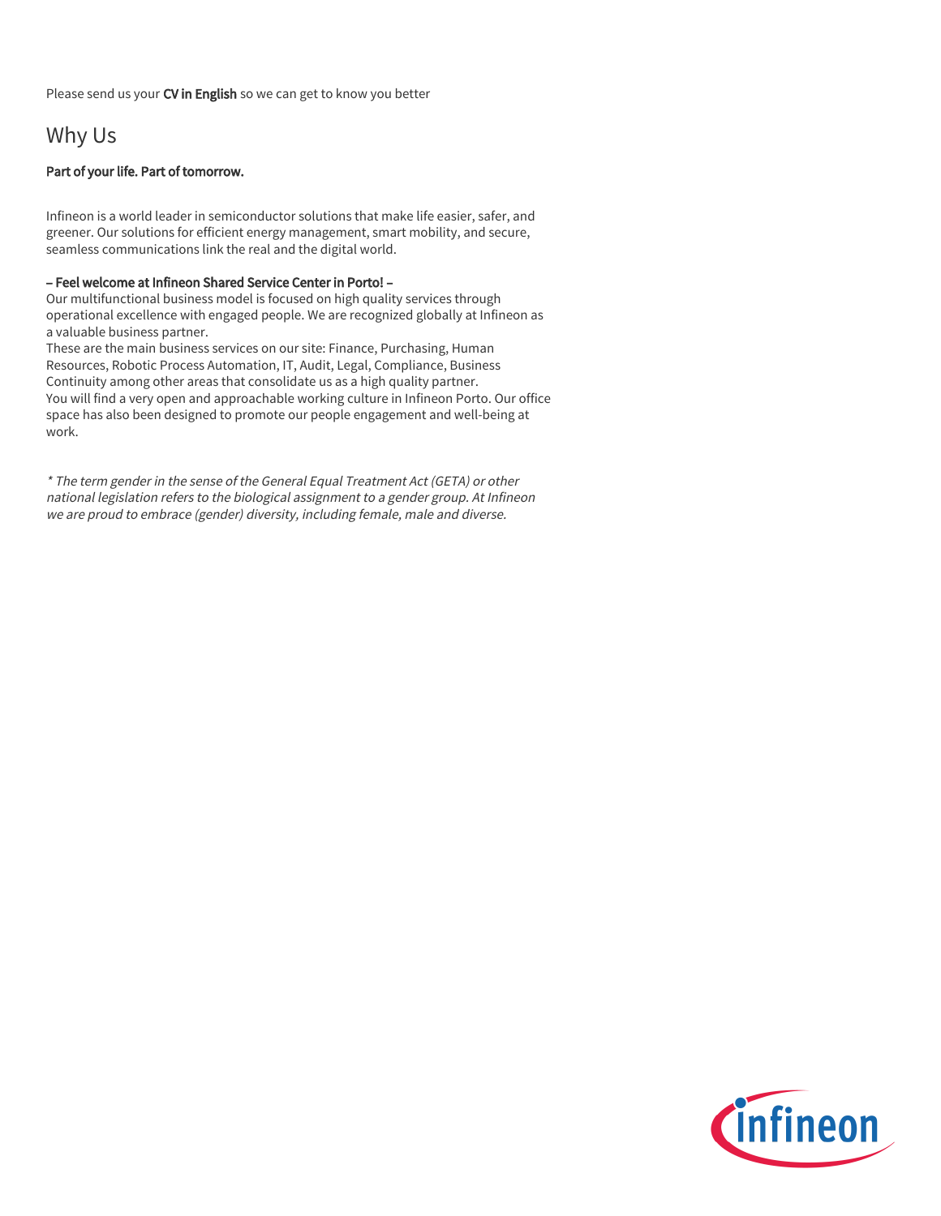Please send us your **CV in English** so we can get to know you better

## Why Us

**Part of your life. Part of tomorrow.**

Infineon is a world leader in semiconductor solutions that make life easier, safer, and greener. Our solutions for efficient energy management, smart mobility, and secure, seamless communications link the real and the digital world.

**– Feel welcome at Infineon Shared Service Center in Porto! –**
Our multifunctional business model is focused on high quality services through operational excellence with engaged people. We are recognized globally at Infineon as a valuable business partner.
These are the main business services on our site: Finance, Purchasing, Human Resources, Robotic Process Automation, IT, Audit, Legal, Compliance, Business Continuity among other areas that consolidate us as a high quality partner.
You will find a very open and approachable working culture in Infineon Porto. Our office space has also been designed to promote our people engagement and well-being at work.

*\* The term gender in the sense of the General Equal Treatment Act (GETA) or other national legislation refers to the biological assignment to a gender group. At Infineon we are proud to embrace (gender) diversity, including female, male and diverse.*